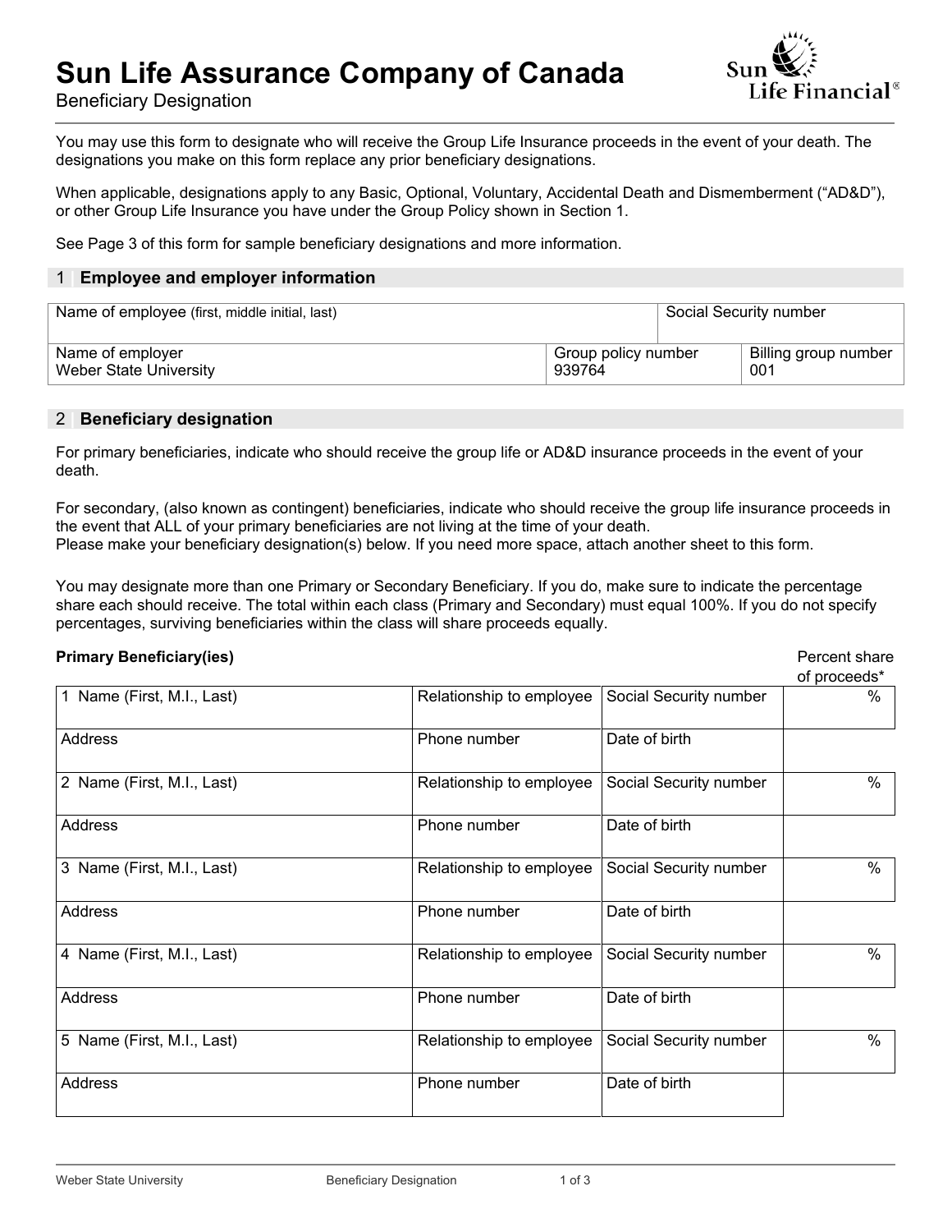# Sun Life Assurance Company of Canada

Beneficiary Designation

You may use this form to designate who will receive the Group Life Insurance proceeds in the event of your death. The designations you make on this form replace any prior beneficiary designations.

When applicable, designations apply to any Basic, Optional, Voluntary, Accidental Death and Dismemberment ("AD&D"), or other Group Life Insurance you have under the Group Policy shown in Section 1.

See Page 3 of this form for sample beneficiary designations and more information.

## 1 Employee and employer information

| Name of employee (first, middle initial, last) | | Social Security number |
|---|---|---|
| Name of employer<br>Weber State University | Group policy number<br>939764 | Billing group number<br>001 |

## 2 Beneficiary designation

For primary beneficiaries, indicate who should receive the group life or AD&D insurance proceeds in the event of your death.

For secondary, (also known as contingent) beneficiaries, indicate who should receive the group life insurance proceeds in the event that ALL of your primary beneficiaries are not living at the time of your death.
Please make your beneficiary designation(s) below. If you need more space, attach another sheet to this form.

You may designate more than one Primary or Secondary Beneficiary. If you do, make sure to indicate the percentage share each should receive. The total within each class (Primary and Secondary) must equal 100%. If you do not specify percentages, surviving beneficiaries within the class will share proceeds equally.

**Primary Beneficiary(ies)**

| | | | Percent share of proceeds* |
|---|---|---|---|
| 1 Name (First, M.I., Last) | Relationship to employee | Social Security number | % |
| Address | Phone number | Date of birth | |
| 2 Name (First, M.I., Last) | Relationship to employee | Social Security number | % |
| Address | Phone number | Date of birth | |
| 3 Name (First, M.I., Last) | Relationship to employee | Social Security number | % |
| Address | Phone number | Date of birth | |
| 4 Name (First, M.I., Last) | Relationship to employee | Social Security number | % |
| Address | Phone number | Date of birth | |
| 5 Name (First, M.I., Last) | Relationship to employee | Social Security number | % |
| Address | Phone number | Date of birth | |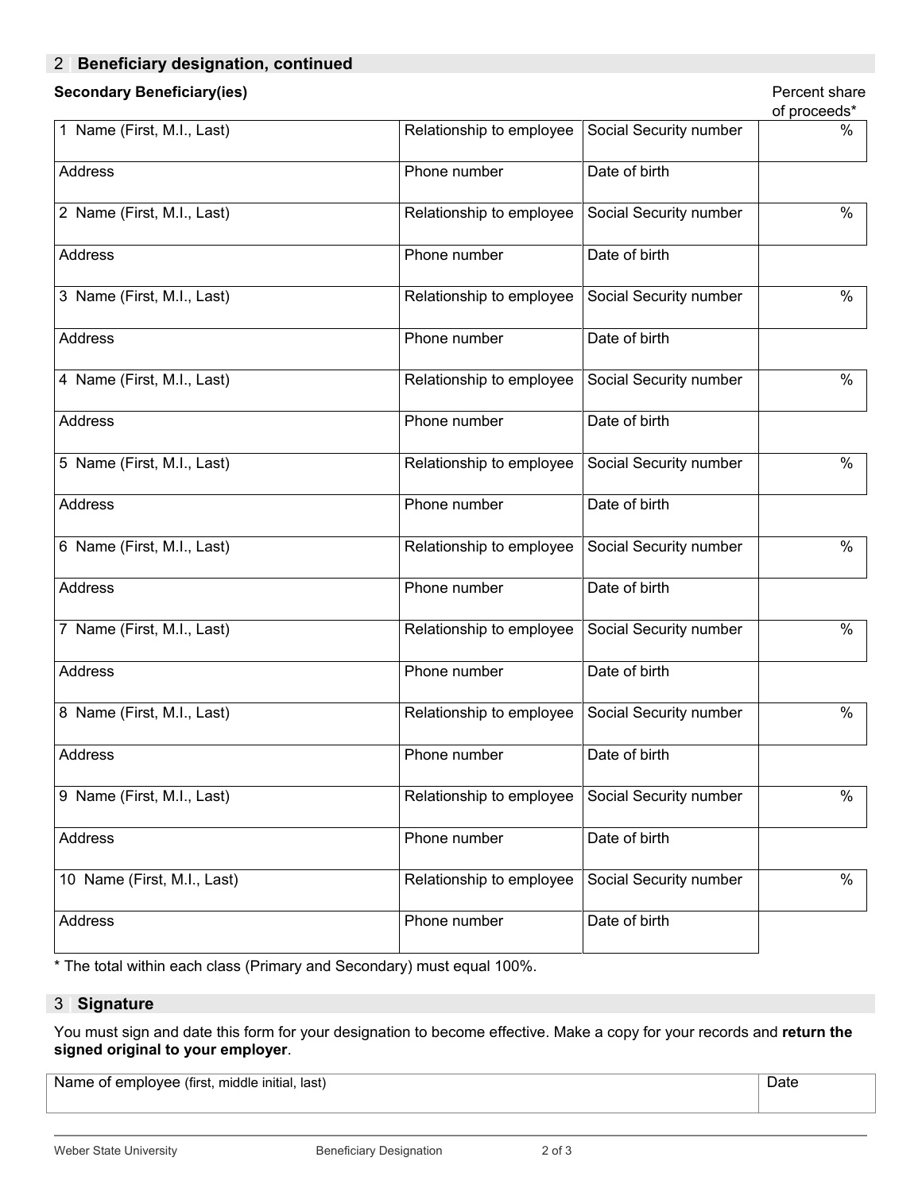## 2 Beneficiary designation, continued

**Secondary Beneficiary(ies)**

| | | | Percent share of proceeds* |
|---|---|---|---|
| 1 Name (First, M.I., Last) | Relationship to employee | Social Security number | % |
| Address | Phone number | Date of birth | |
| 2 Name (First, M.I., Last) | Relationship to employee | Social Security number | % |
| Address | Phone number | Date of birth | |
| 3 Name (First, M.I., Last) | Relationship to employee | Social Security number | % |
| Address | Phone number | Date of birth | |
| 4 Name (First, M.I., Last) | Relationship to employee | Social Security number | % |
| Address | Phone number | Date of birth | |
| 5 Name (First, M.I., Last) | Relationship to employee | Social Security number | % |
| Address | Phone number | Date of birth | |
| 6 Name (First, M.I., Last) | Relationship to employee | Social Security number | % |
| Address | Phone number | Date of birth | |
| 7 Name (First, M.I., Last) | Relationship to employee | Social Security number | % |
| Address | Phone number | Date of birth | |
| 8 Name (First, M.I., Last) | Relationship to employee | Social Security number | % |
| Address | Phone number | Date of birth | |
| 9 Name (First, M.I., Last) | Relationship to employee | Social Security number | % |
| Address | Phone number | Date of birth | |
| 10 Name (First, M.I., Last) | Relationship to employee | Social Security number | % |
| Address | Phone number | Date of birth | |

* The total within each class (Primary and Secondary) must equal 100%.

## 3 Signature

You must sign and date this form for your designation to become effective. Make a copy for your records and **return the signed original to your employer**.

| Name of employee (first, middle initial, last) | Date |
|---|---|
| | |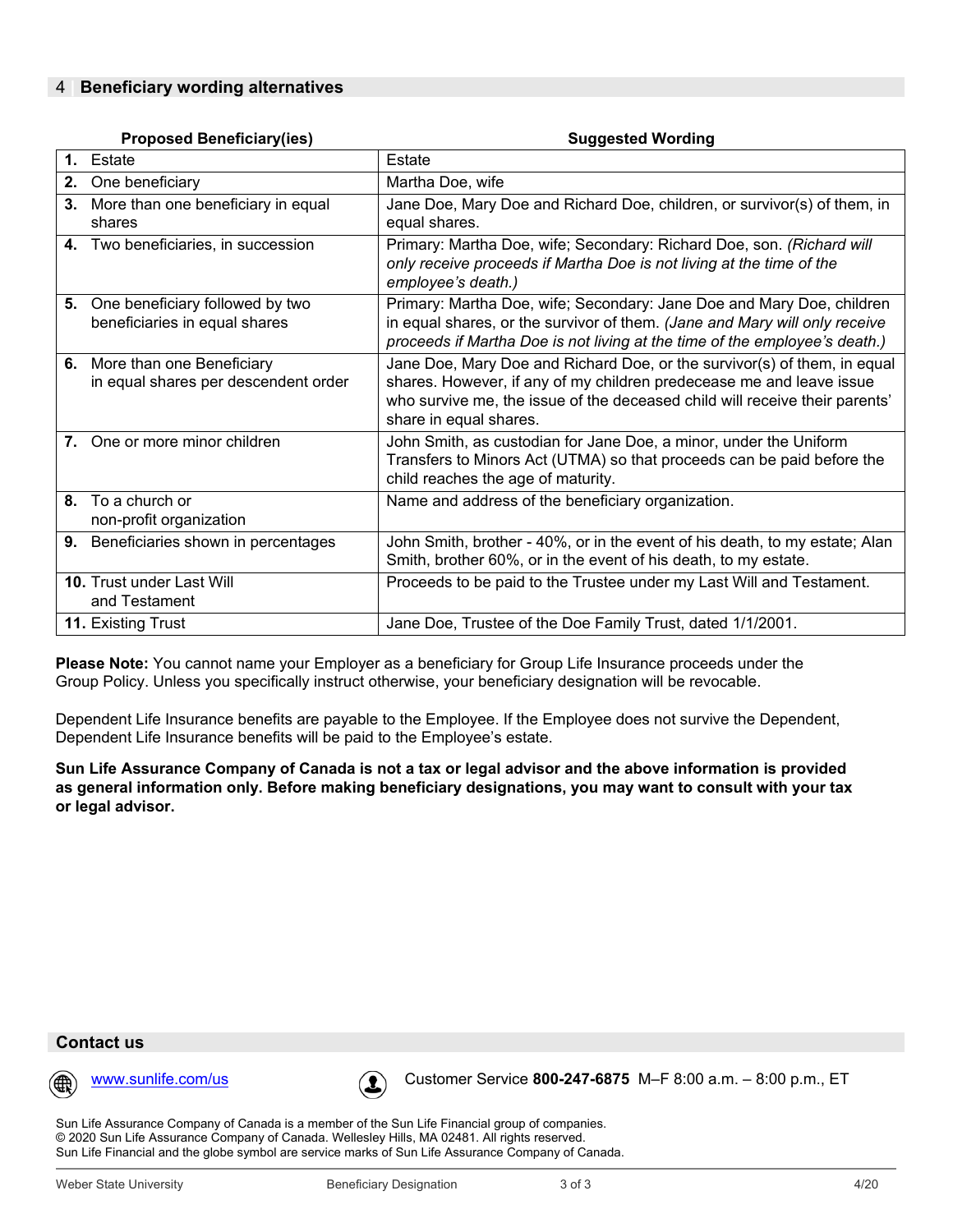## 4 Beneficiary wording alternatives

| Proposed Beneficiary(ies) | Suggested Wording |
|---|---|
| **1.** Estate | Estate |
| **2.** One beneficiary | Martha Doe, wife |
| **3.** More than one beneficiary in equal shares | Jane Doe, Mary Doe and Richard Doe, children, or survivor(s) of them, in equal shares. |
| **4.** Two beneficiaries, in succession | Primary: Martha Doe, wife; Secondary: Richard Doe, son. *(Richard will only receive proceeds if Martha Doe is not living at the time of the employee's death.)* |
| **5.** One beneficiary followed by two beneficiaries in equal shares | Primary: Martha Doe, wife; Secondary: Jane Doe and Mary Doe, children in equal shares, or the survivor of them. *(Jane and Mary will only receive proceeds if Martha Doe is not living at the time of the employee's death.)* |
| **6.** More than one Beneficiary in equal shares per descendent order | Jane Doe, Mary Doe and Richard Doe, or the survivor(s) of them, in equal shares. However, if any of my children predecease me and leave issue who survive me, the issue of the deceased child will receive their parents' share in equal shares. |
| **7.** One or more minor children | John Smith, as custodian for Jane Doe, a minor, under the Uniform Transfers to Minors Act (UTMA) so that proceeds can be paid before the child reaches the age of maturity. |
| **8.** To a church or non-profit organization | Name and address of the beneficiary organization. |
| **9.** Beneficiaries shown in percentages | John Smith, brother - 40%, or in the event of his death, to my estate; Alan Smith, brother 60%, or in the event of his death, to my estate. |
| **10.** Trust under Last Will and Testament | Proceeds to be paid to the Trustee under my Last Will and Testament. |
| **11.** Existing Trust | Jane Doe, Trustee of the Doe Family Trust, dated 1/1/2001. |

**Please Note:** You cannot name your Employer as a beneficiary for Group Life Insurance proceeds under the Group Policy. Unless you specifically instruct otherwise, your beneficiary designation will be revocable.

Dependent Life Insurance benefits are payable to the Employee. If the Employee does not survive the Dependent, Dependent Life Insurance benefits will be paid to the Employee's estate.

**Sun Life Assurance Company of Canada is not a tax or legal advisor and the above information is provided as general information only. Before making beneficiary designations, you may want to consult with your tax or legal advisor.**

## Contact us

www.sunlife.com/us

Customer Service **800-247-6875** M–F 8:00 a.m. – 8:00 p.m., ET

Sun Life Assurance Company of Canada is a member of the Sun Life Financial group of companies.
© 2020 Sun Life Assurance Company of Canada. Wellesley Hills, MA 02481. All rights reserved.
Sun Life Financial and the globe symbol are service marks of Sun Life Assurance Company of Canada.